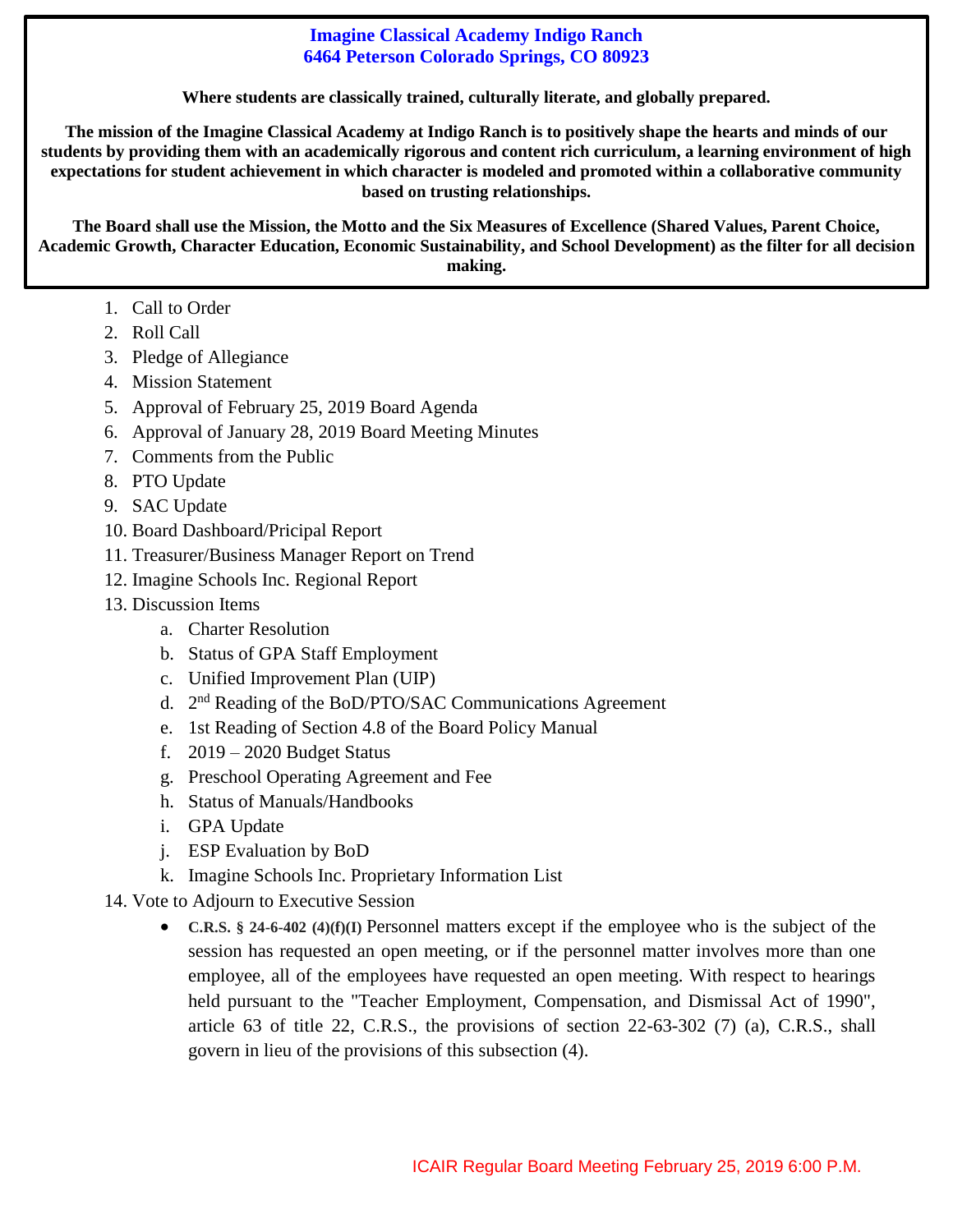**Imagine Classical Academy Indigo Ranch**
**6464 Peterson Colorado Springs, CO 80923**

**Where students are classically trained, culturally literate, and globally prepared.**

**The mission of the Imagine Classical Academy at Indigo Ranch is to positively shape the hearts and minds of our students by providing them with an academically rigorous and content rich curriculum, a learning environment of high expectations for student achievement in which character is modeled and promoted within a collaborative community based on trusting relationships.**

**The Board shall use the Mission, the Motto and the Six Measures of Excellence (Shared Values, Parent Choice, Academic Growth, Character Education, Economic Sustainability, and School Development) as the filter for all decision making.**

1. Call to Order
2. Roll Call
3. Pledge of Allegiance
4. Mission Statement
5. Approval of February 25, 2019 Board Agenda
6. Approval of January 28, 2019 Board Meeting Minutes
7. Comments from the Public
8. PTO Update
9. SAC Update
10. Board Dashboard/Pricipal Report
11. Treasurer/Business Manager Report on Trend
12. Imagine Schools Inc. Regional Report
13. Discussion Items
    a. Charter Resolution
    b. Status of GPA Staff Employment
    c. Unified Improvement Plan (UIP)
    d. 2nd Reading of the BoD/PTO/SAC Communications Agreement
    e. 1st Reading of Section 4.8 of the Board Policy Manual
    f. 2019 – 2020 Budget Status
    g. Preschool Operating Agreement and Fee
    h. Status of Manuals/Handbooks
    i. GPA Update
    j. ESP Evaluation by BoD
    k. Imagine Schools Inc. Proprietary Information List
14. Vote to Adjourn to Executive Session
    - **C.R.S. § 24-6-402 (4)(f)(I)** Personnel matters except if the employee who is the subject of the session has requested an open meeting, or if the personnel matter involves more than one employee, all of the employees have requested an open meeting. With respect to hearings held pursuant to the "Teacher Employment, Compensation, and Dismissal Act of 1990", article 63 of title 22, C.R.S., the provisions of section 22-63-302 (7) (a), C.R.S., shall govern in lieu of the provisions of this subsection (4).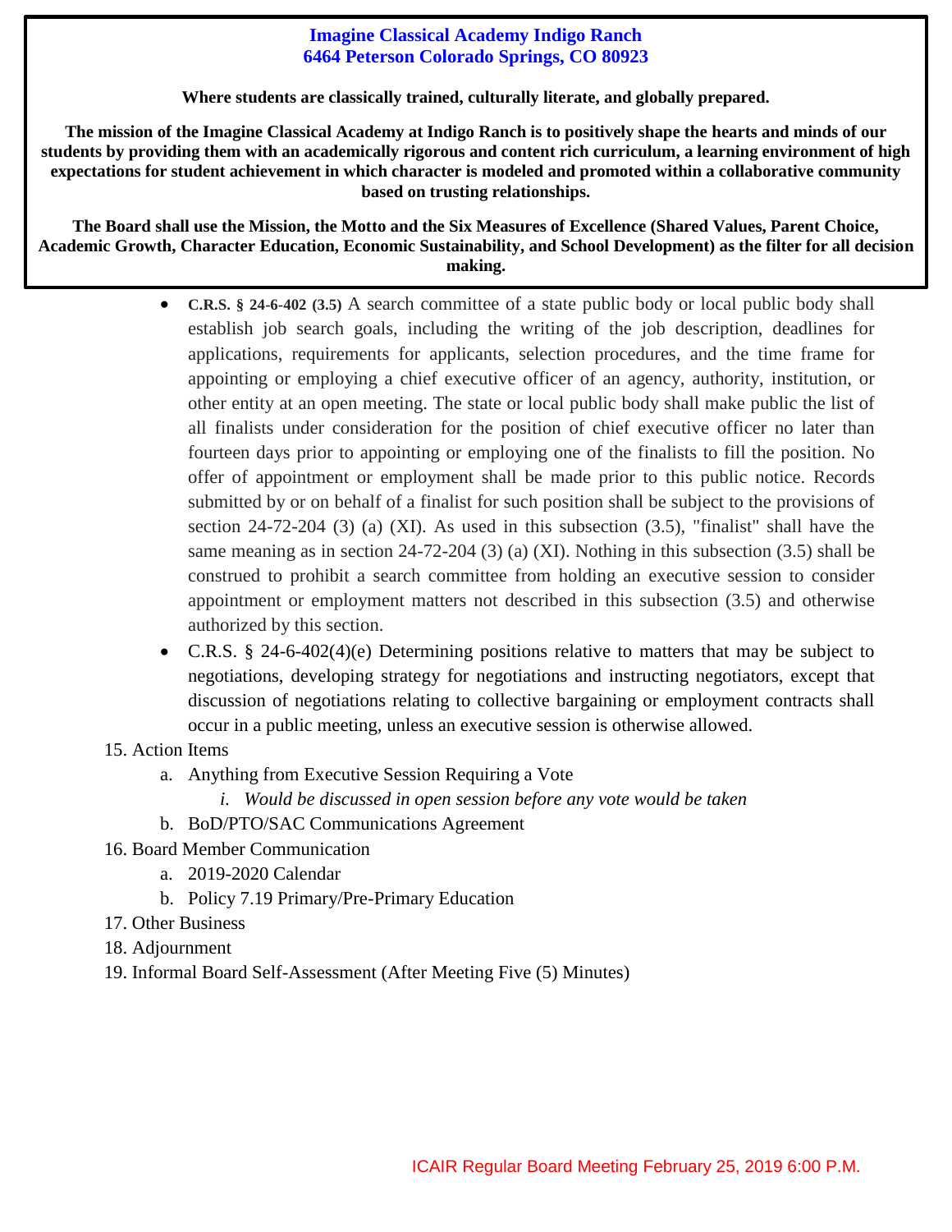- **C.R.S. § 24-6-402 (3.5)** A search committee of a state public body or local public body shall establish job search goals, including the writing of the job description, deadlines for applications, requirements for applicants, selection procedures, and the time frame for appointing or employing a chief executive officer of an agency, authority, institution, or other entity at an open meeting. The state or local public body shall make public the list of all finalists under consideration for the position of chief executive officer no later than fourteen days prior to appointing or employing one of the finalists to fill the position. No offer of appointment or employment shall be made prior to this public notice. Records submitted by or on behalf of a finalist for such position shall be subject to the provisions of section 24-72-204 (3) (a) (XI). As used in this subsection (3.5), "finalist" shall have the same meaning as in section 24-72-204 (3) (a) (XI). Nothing in this subsection (3.5) shall be construed to prohibit a search committee from holding an executive session to consider appointment or employment matters not described in this subsection (3.5) and otherwise authorized by this section.
- C.R.S. § 24-6-402(4)(e) Determining positions relative to matters that may be subject to negotiations, developing strategy for negotiations and instructing negotiators, except that discussion of negotiations relating to collective bargaining or employment contracts shall occur in a public meeting, unless an executive session is otherwise allowed.

15. Action Items
    a. Anything from Executive Session Requiring a Vote
        i. *Would be discussed in open session before any vote would be taken*
    b. BoD/PTO/SAC Communications Agreement
16. Board Member Communication
    a. 2019-2020 Calendar
    b. Policy 7.19 Primary/Pre-Primary Education
17. Other Business
18. Adjournment
19. Informal Board Self-Assessment (After Meeting Five (5) Minutes)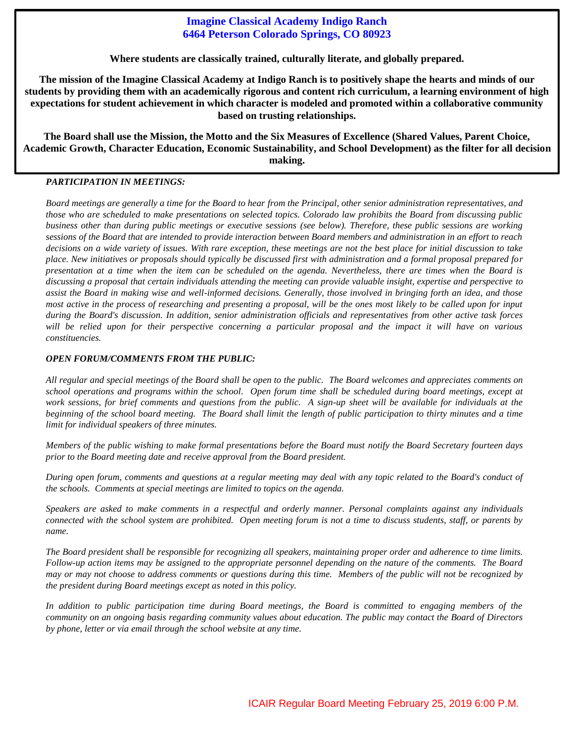**Imagine Classical Academy Indigo Ranch**
**6464 Peterson Colorado Springs, CO 80923**

**Where students are classically trained, culturally literate, and globally prepared.**

**The mission of the Imagine Classical Academy at Indigo Ranch is to positively shape the hearts and minds of our students by providing them with an academically rigorous and content rich curriculum, a learning environment of high expectations for student achievement in which character is modeled and promoted within a collaborative community based on trusting relationships.**

**The Board shall use the Mission, the Motto and the Six Measures of Excellence (Shared Values, Parent Choice, Academic Growth, Character Education, Economic Sustainability, and School Development) as the filter for all decision making.**

***PARTICIPATION IN MEETINGS:***

*Board meetings are generally a time for the Board to hear from the Principal, other senior administration representatives, and those who are scheduled to make presentations on selected topics. Colorado law prohibits the Board from discussing public business other than during public meetings or executive sessions (see below). Therefore, these public sessions are working sessions of the Board that are intended to provide interaction between Board members and administration in an effort to reach decisions on a wide variety of issues. With rare exception, these meetings are not the best place for initial discussion to take place. New initiatives or proposals should typically be discussed first with administration and a formal proposal prepared for presentation at a time when the item can be scheduled on the agenda. Nevertheless, there are times when the Board is discussing a proposal that certain individuals attending the meeting can provide valuable insight, expertise and perspective to assist the Board in making wise and well-informed decisions. Generally, those involved in bringing forth an idea, and those most active in the process of researching and presenting a proposal, will be the ones most likely to be called upon for input during the Board's discussion. In addition, senior administration officials and representatives from other active task forces will be relied upon for their perspective concerning a particular proposal and the impact it will have on various constituencies.*

***OPEN FORUM/COMMENTS FROM THE PUBLIC:***

*All regular and special meetings of the Board shall be open to the public. The Board welcomes and appreciates comments on school operations and programs within the school. Open forum time shall be scheduled during board meetings, except at work sessions, for brief comments and questions from the public. A sign-up sheet will be available for individuals at the beginning of the school board meeting. The Board shall limit the length of public participation to thirty minutes and a time limit for individual speakers of three minutes.*

*Members of the public wishing to make formal presentations before the Board must notify the Board Secretary fourteen days prior to the Board meeting date and receive approval from the Board president.*

*During open forum, comments and questions at a regular meeting may deal with any topic related to the Board's conduct of the schools. Comments at special meetings are limited to topics on the agenda.*

*Speakers are asked to make comments in a respectful and orderly manner. Personal complaints against any individuals connected with the school system are prohibited. Open meeting forum is not a time to discuss students, staff, or parents by name.*

*The Board president shall be responsible for recognizing all speakers, maintaining proper order and adherence to time limits. Follow-up action items may be assigned to the appropriate personnel depending on the nature of the comments. The Board may or may not choose to address comments or questions during this time. Members of the public will not be recognized by the president during Board meetings except as noted in this policy.*

*In addition to public participation time during Board meetings, the Board is committed to engaging members of the community on an ongoing basis regarding community values about education. The public may contact the Board of Directors by phone, letter or via email through the school website at any time.*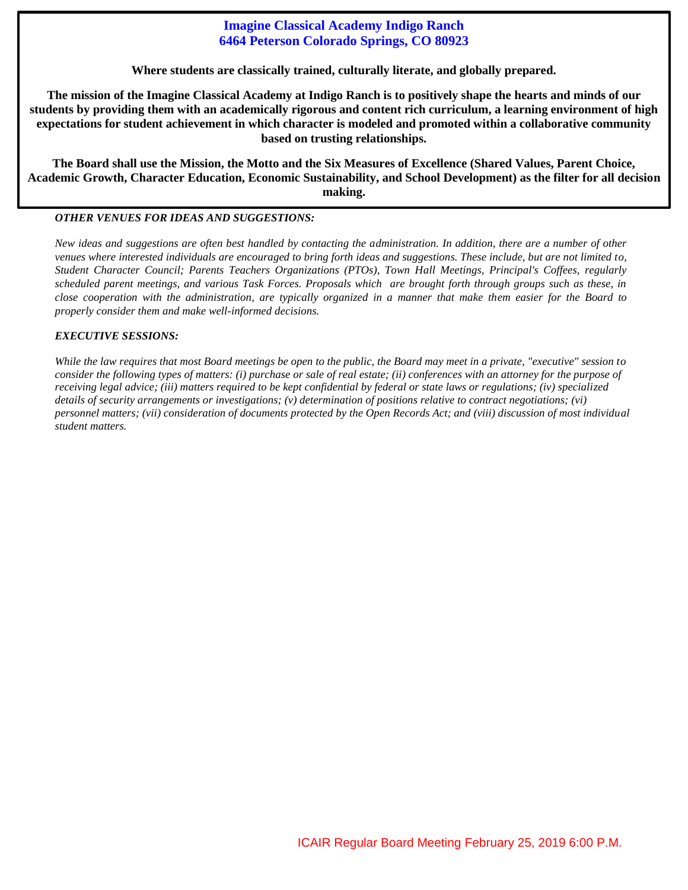**Imagine Classical Academy Indigo Ranch**
**6464 Peterson Colorado Springs, CO 80923**

**Where students are classically trained, culturally literate, and globally prepared.**

**The mission of the Imagine Classical Academy at Indigo Ranch is to positively shape the hearts and minds of our students by providing them with an academically rigorous and content rich curriculum, a learning environment of high expectations for student achievement in which character is modeled and promoted within a collaborative community based on trusting relationships.**

**The Board shall use the Mission, the Motto and the Six Measures of Excellence (Shared Values, Parent Choice, Academic Growth, Character Education, Economic Sustainability, and School Development) as the filter for all decision making.**

***OTHER VENUES FOR IDEAS AND SUGGESTIONS:***

*New ideas and suggestions are often best handled by contacting the administration. In addition, there are a number of other venues where interested individuals are encouraged to bring forth ideas and suggestions. These include, but are not limited to, Student Character Council; Parents Teachers Organizations (PTOs), Town Hall Meetings, Principal's Coffees, regularly scheduled parent meetings, and various Task Forces. Proposals which are brought forth through groups such as these, in close cooperation with the administration, are typically organized in a manner that make them easier for the Board to properly consider them and make well-informed decisions.*

***EXECUTIVE SESSIONS:***

*While the law requires that most Board meetings be open to the public, the Board may meet in a private, "executive" session to consider the following types of matters: (i) purchase or sale of real estate; (ii) conferences with an attorney for the purpose of receiving legal advice; (iii) matters required to be kept confidential by federal or state laws or regulations; (iv) specialized details of security arrangements or investigations; (v) determination of positions relative to contract negotiations; (vi) personnel matters; (vii) consideration of documents protected by the Open Records Act; and (viii) discussion of most individual student matters.*